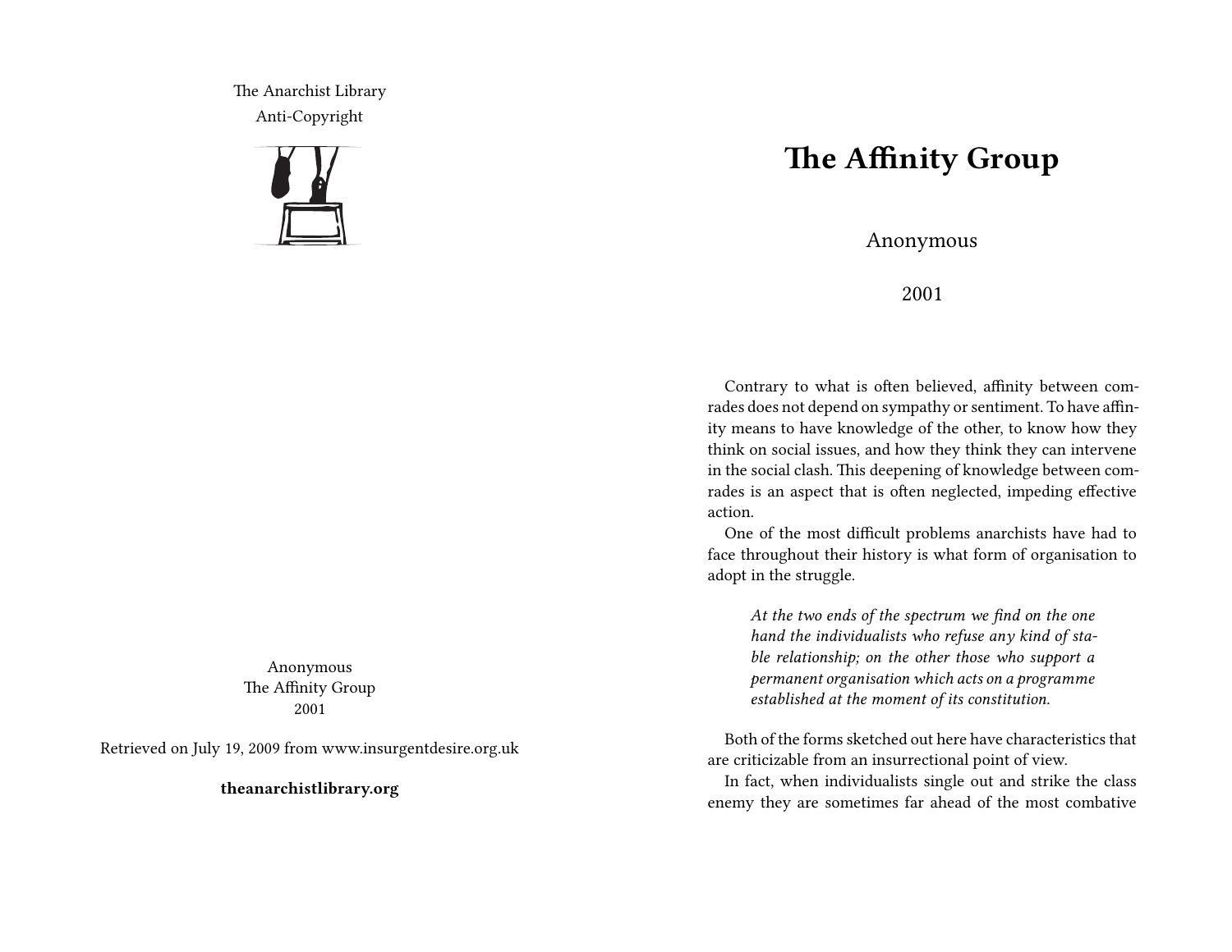The Anarchist Library
Anti-Copyright

Anonymous
The Affinity Group
2001

Retrieved on July 19, 2009 from www.insurgentdesire.org.uk

**theanarchistlibrary.org**

# The Affinity Group

Anonymous

2001

Contrary to what is often believed, affinity between comrades does not depend on sympathy or sentiment. To have affinity means to have knowledge of the other, to know how they think on social issues, and how they think they can intervene in the social clash. This deepening of knowledge between comrades is an aspect that is often neglected, impeding effective action.

One of the most difficult problems anarchists have had to face throughout their history is what form of organisation to adopt in the struggle.

> *At the two ends of the spectrum we find on the one hand the individualists who refuse any kind of stable relationship; on the other those who support a permanent organisation which acts on a programme established at the moment of its constitution.*

Both of the forms sketched out here have characteristics that are criticizable from an insurrectional point of view.

In fact, when individualists single out and strike the class enemy they are sometimes far ahead of the most combative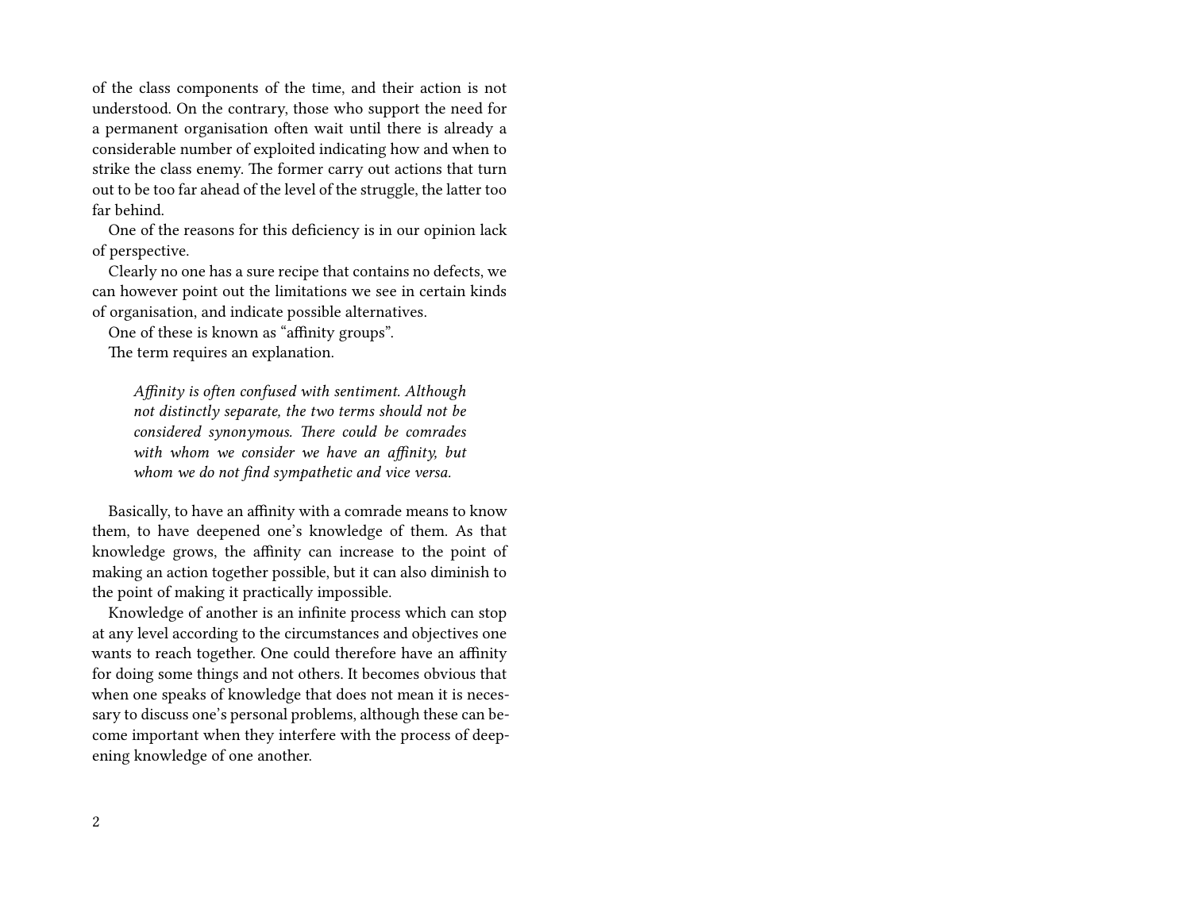of the class components of the time, and their action is not understood. On the contrary, those who support the need for a permanent organisation often wait until there is already a considerable number of exploited indicating how and when to strike the class enemy. The former carry out actions that turn out to be too far ahead of the level of the struggle, the latter too far behind.

One of the reasons for this deficiency is in our opinion lack of perspective.

Clearly no one has a sure recipe that contains no defects, we can however point out the limitations we see in certain kinds of organisation, and indicate possible alternatives.

One of these is known as "affinity groups".

The term requires an explanation.

> *Affinity is often confused with sentiment. Although not distinctly separate, the two terms should not be considered synonymous. There could be comrades with whom we consider we have an affinity, but whom we do not find sympathetic and vice versa.*

Basically, to have an affinity with a comrade means to know them, to have deepened one's knowledge of them. As that knowledge grows, the affinity can increase to the point of making an action together possible, but it can also diminish to the point of making it practically impossible.

Knowledge of another is an infinite process which can stop at any level according to the circumstances and objectives one wants to reach together. One could therefore have an affinity for doing some things and not others. It becomes obvious that when one speaks of knowledge that does not mean it is necessary to discuss one's personal problems, although these can become important when they interfere with the process of deepening knowledge of one another.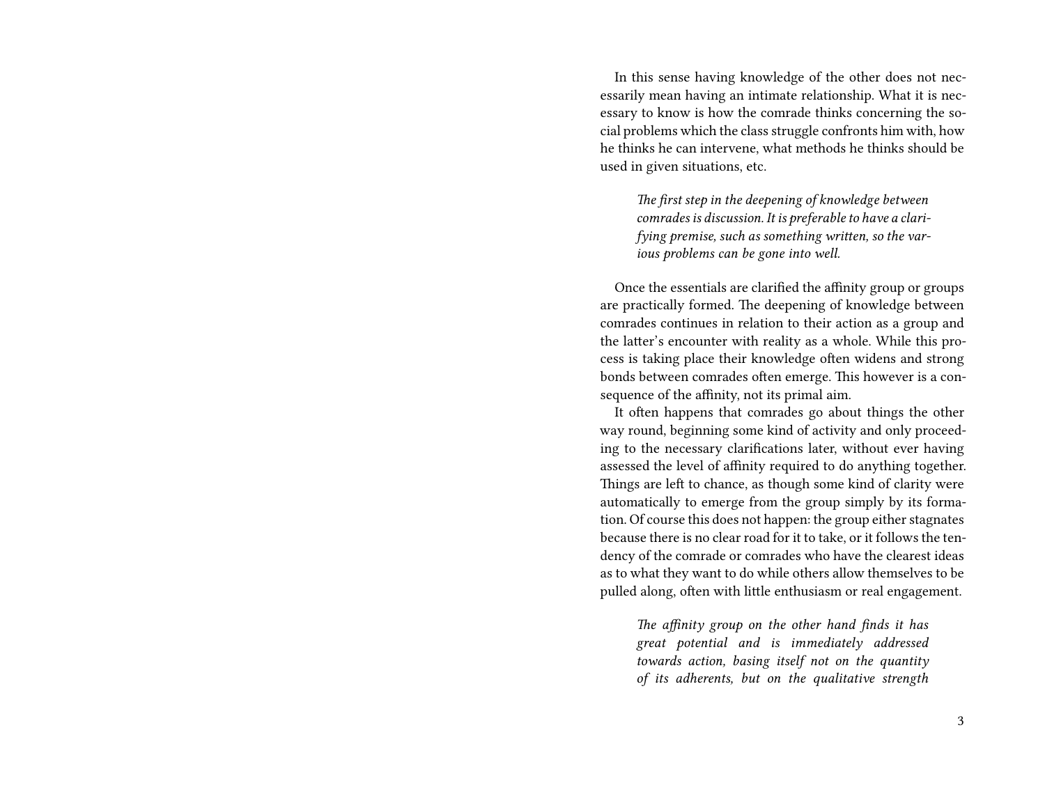In this sense having knowledge of the other does not necessarily mean having an intimate relationship. What it is necessary to know is how the comrade thinks concerning the social problems which the class struggle confronts him with, how he thinks he can intervene, what methods he thinks should be used in given situations, etc.

> *The first step in the deepening of knowledge between comrades is discussion. It is preferable to have a clarifying premise, such as something written, so the various problems can be gone into well.*

Once the essentials are clarified the affinity group or groups are practically formed. The deepening of knowledge between comrades continues in relation to their action as a group and the latter's encounter with reality as a whole. While this process is taking place their knowledge often widens and strong bonds between comrades often emerge. This however is a consequence of the affinity, not its primal aim.

It often happens that comrades go about things the other way round, beginning some kind of activity and only proceeding to the necessary clarifications later, without ever having assessed the level of affinity required to do anything together. Things are left to chance, as though some kind of clarity were automatically to emerge from the group simply by its formation. Of course this does not happen: the group either stagnates because there is no clear road for it to take, or it follows the tendency of the comrade or comrades who have the clearest ideas as to what they want to do while others allow themselves to be pulled along, often with little enthusiasm or real engagement.

> *The affinity group on the other hand finds it has great potential and is immediately addressed towards action, basing itself not on the quantity of its adherents, but on the qualitative strength*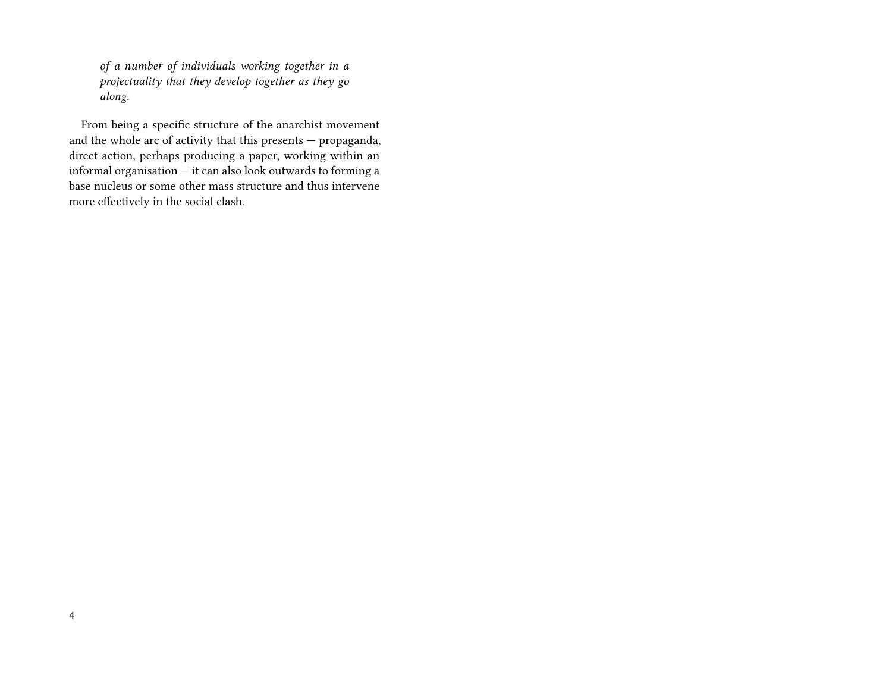> *of a number of individuals working together in a projectuality that they develop together as they go along.*

From being a specific structure of the anarchist movement and the whole arc of activity that this presents — propaganda, direct action, perhaps producing a paper, working within an informal organisation — it can also look outwards to forming a base nucleus or some other mass structure and thus intervene more effectively in the social clash.